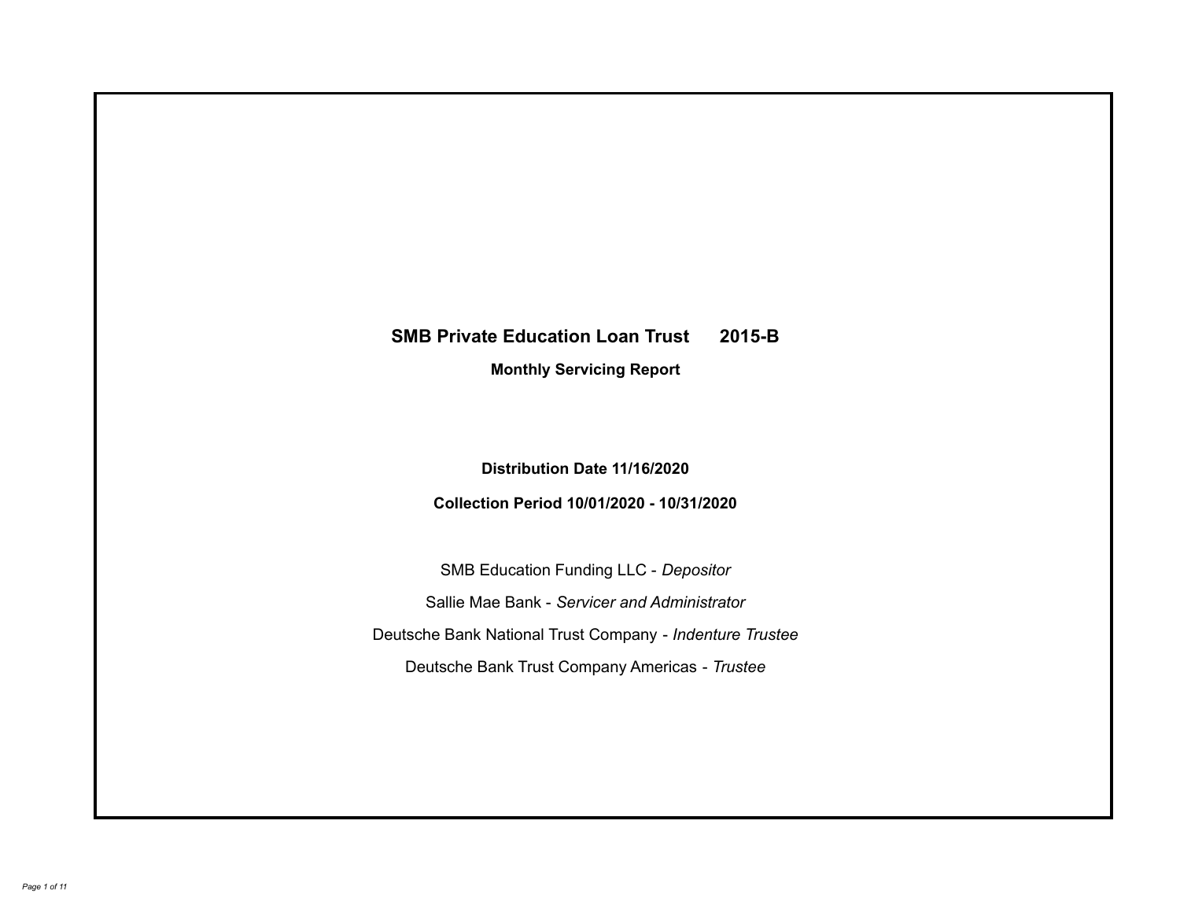# SMB Private Education Loan Trust 2015-B

## Monthly Servicing Report

**Distribution Date 11/16/2020**

**Collection Period 10/01/2020 - 10/31/2020**

SMB Education Funding LLC - *Depositor*

Sallie Mae Bank - *Servicer and Administrator*

Deutsche Bank National Trust Company - *Indenture Trustee*

Deutsche Bank Trust Company Americas - *Trustee*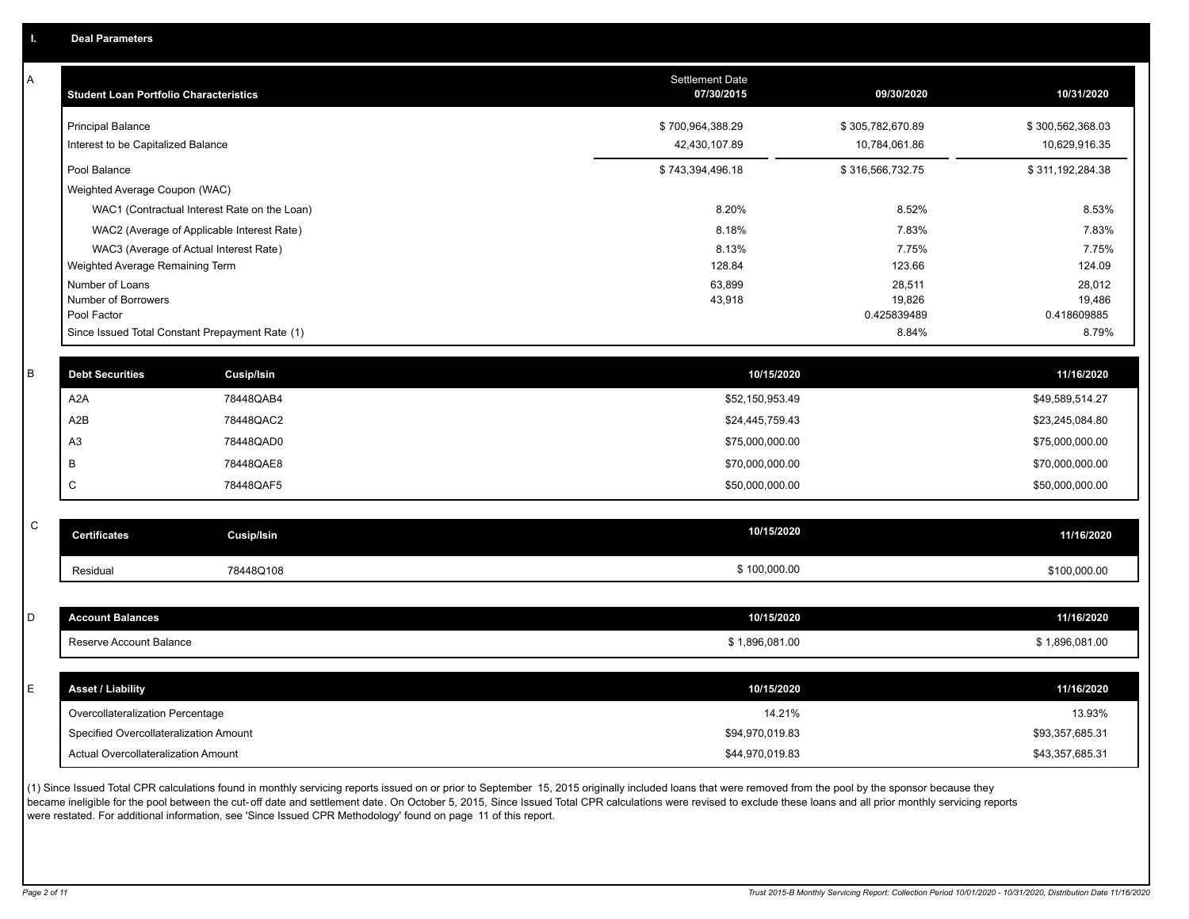## I. Deal Parameters

### A

| Student Loan Portfolio Characteristics | Settlement Date 07/30/2015 | 09/30/2020 | 10/31/2020 |
|---|---|---|---|
| Principal Balance | $ 700,964,388.29 | $ 305,782,670.89 | $ 300,562,368.03 |
| Interest to be Capitalized Balance | 42,430,107.89 | 10,784,061.86 | 10,629,916.35 |
| Pool Balance | $ 743,394,496.18 | $ 316,566,732.75 | $ 311,192,284.38 |
| Weighted Average Coupon (WAC) | | | |
| WAC1 (Contractual Interest Rate on the Loan) | 8.20% | 8.52% | 8.53% |
| WAC2 (Average of Applicable Interest Rate) | 8.18% | 7.83% | 7.83% |
| WAC3 (Average of Actual Interest Rate) | 8.13% | 7.75% | 7.75% |
| Weighted Average Remaining Term | 128.84 | 123.66 | 124.09 |
| Number of Loans | 63,899 | 28,511 | 28,012 |
| Number of Borrowers | 43,918 | 19,826 | 19,486 |
| Pool Factor | | 0.425839489 | 0.418609885 |
| Since Issued Total Constant Prepayment Rate (1) | | 8.84% | 8.79% |

### B

| Debt Securities | Cusip/Isin | 10/15/2020 | 11/16/2020 |
|---|---|---|---|
| A2A | 78448QAB4 | $52,150,953.49 | $49,589,514.27 |
| A2B | 78448QAC2 | $24,445,759.43 | $23,245,084.80 |
| A3 | 78448QAD0 | $75,000,000.00 | $75,000,000.00 |
| B | 78448QAE8 | $70,000,000.00 | $70,000,000.00 |
| C | 78448QAF5 | $50,000,000.00 | $50,000,000.00 |

### C

| Certificates | Cusip/Isin | 10/15/2020 | 11/16/2020 |
|---|---|---|---|
| Residual | 78448Q108 | $ 100,000.00 | $100,000.00 |

### D

| Account Balances | 10/15/2020 | 11/16/2020 |
|---|---|---|
| Reserve Account Balance | $ 1,896,081.00 | $ 1,896,081.00 |

### E

| Asset / Liability | 10/15/2020 | 11/16/2020 |
|---|---|---|
| Overcollateralization Percentage | 14.21% | 13.93% |
| Specified Overcollateralization Amount | $94,970,019.83 | $93,357,685.31 |
| Actual Overcollateralization Amount | $44,970,019.83 | $43,357,685.31 |

(1) Since Issued Total CPR calculations found in monthly servicing reports issued on or prior to September 15, 2015 originally included loans that were removed from the pool by the sponsor because they became ineligible for the pool between the cut-off date and settlement date. On October 5, 2015, Since Issued Total CPR calculations were revised to exclude these loans and all prior monthly servicing reports were restated. For additional information, see 'Since Issued CPR Methodology' found on page 11 of this report.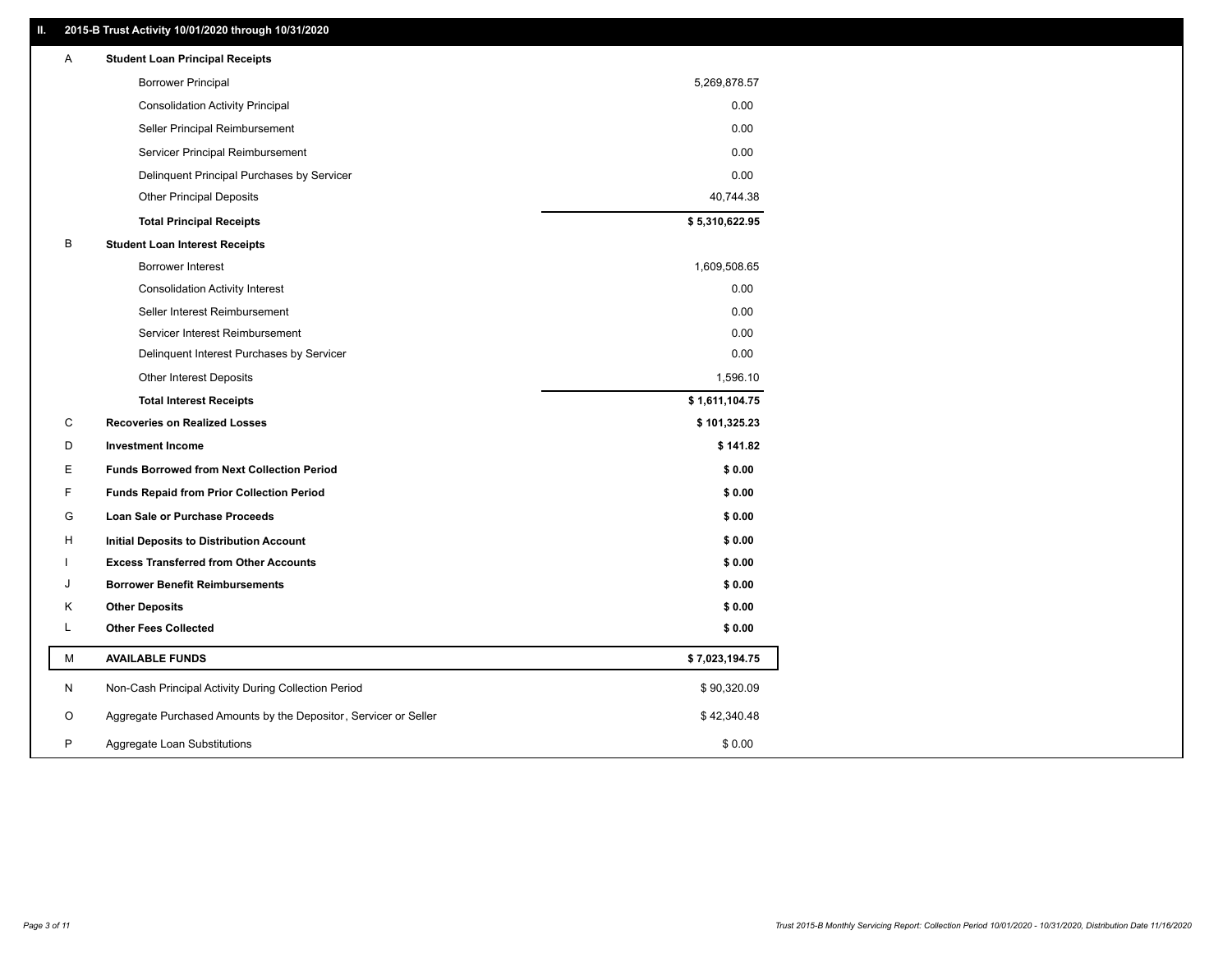## II. 2015-B Trust Activity 10/01/2020 through 10/31/2020

| | | |
|---|---|---|
| A | **Student Loan Principal Receipts** | |
| | Borrower Principal | 5,269,878.57 |
| | Consolidation Activity Principal | 0.00 |
| | Seller Principal Reimbursement | 0.00 |
| | Servicer Principal Reimbursement | 0.00 |
| | Delinquent Principal Purchases by Servicer | 0.00 |
| | Other Principal Deposits | 40,744.38 |
| | **Total Principal Receipts** | **$ 5,310,622.95** |
| B | **Student Loan Interest Receipts** | |
| | Borrower Interest | 1,609,508.65 |
| | Consolidation Activity Interest | 0.00 |
| | Seller Interest Reimbursement | 0.00 |
| | Servicer Interest Reimbursement | 0.00 |
| | Delinquent Interest Purchases by Servicer | 0.00 |
| | Other Interest Deposits | 1,596.10 |
| | **Total Interest Receipts** | **$ 1,611,104.75** |
| C | **Recoveries on Realized Losses** | **$ 101,325.23** |
| D | **Investment Income** | **$ 141.82** |
| E | **Funds Borrowed from Next Collection Period** | **$ 0.00** |
| F | **Funds Repaid from Prior Collection Period** | **$ 0.00** |
| G | **Loan Sale or Purchase Proceeds** | **$ 0.00** |
| H | **Initial Deposits to Distribution Account** | **$ 0.00** |
| I | **Excess Transferred from Other Accounts** | **$ 0.00** |
| J | **Borrower Benefit Reimbursements** | **$ 0.00** |
| K | **Other Deposits** | **$ 0.00** |
| L | **Other Fees Collected** | **$ 0.00** |
| M | **AVAILABLE FUNDS** | **$ 7,023,194.75** |
| N | Non-Cash Principal Activity During Collection Period | $ 90,320.09 |
| O | Aggregate Purchased Amounts by the Depositor, Servicer or Seller | $ 42,340.48 |
| P | Aggregate Loan Substitutions | $ 0.00 |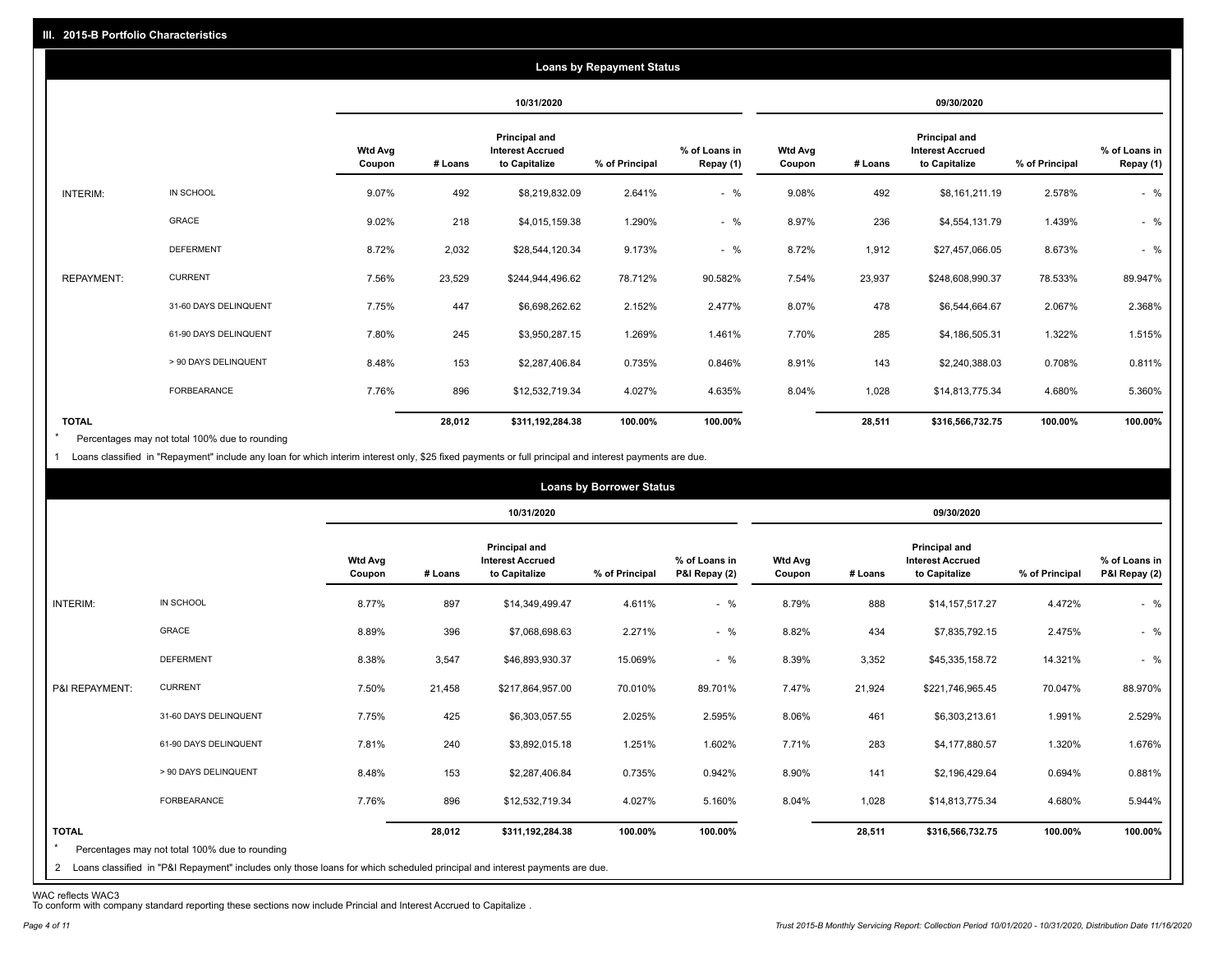## III. 2015-B Portfolio Characteristics

### Loans by Repayment Status

| | | 10/31/2020 | | | | | 09/30/2020 | | | | |
|---|---|---|---|---|---|---|---|---|---|---|---|
| | | Wtd Avg Coupon | # Loans | Principal and Interest Accrued to Capitalize | % of Principal | % of Loans in Repay (1) | Wtd Avg Coupon | # Loans | Principal and Interest Accrued to Capitalize | % of Principal | % of Loans in Repay (1) |
| INTERIM: | IN SCHOOL | 9.07% | 492 | $8,219,832.09 | 2.641% | - % | 9.08% | 492 | $8,161,211.19 | 2.578% | - % |
| | GRACE | 9.02% | 218 | $4,015,159.38 | 1.290% | - % | 8.97% | 236 | $4,554,131.79 | 1.439% | - % |
| | DEFERMENT | 8.72% | 2,032 | $28,544,120.34 | 9.173% | - % | 8.72% | 1,912 | $27,457,066.05 | 8.673% | - % |
| REPAYMENT: | CURRENT | 7.56% | 23,529 | $244,944,496.62 | 78.712% | 90.582% | 7.54% | 23,937 | $248,608,990.37 | 78.533% | 89.947% |
| | 31-60 DAYS DELINQUENT | 7.75% | 447 | $6,698,262.62 | 2.152% | 2.477% | 8.07% | 478 | $6,544,664.67 | 2.067% | 2.368% |
| | 61-90 DAYS DELINQUENT | 7.80% | 245 | $3,950,287.15 | 1.269% | 1.461% | 7.70% | 285 | $4,186,505.31 | 1.322% | 1.515% |
| | > 90 DAYS DELINQUENT | 8.48% | 153 | $2,287,406.84 | 0.735% | 0.846% | 8.91% | 143 | $2,240,388.03 | 0.708% | 0.811% |
| | FORBEARANCE | 7.76% | 896 | $12,532,719.34 | 4.027% | 4.635% | 8.04% | 1,028 | $14,813,775.34 | 4.680% | 5.360% |
| TOTAL | | | 28,012 | $311,192,284.38 | 100.00% | 100.00% | | 28,511 | $316,566,732.75 | 100.00% | 100.00% |

* Percentages may not total 100% due to rounding

1 Loans classified in "Repayment" include any loan for which interim interest only, $25 fixed payments or full principal and interest payments are due.

### Loans by Borrower Status

| | | 10/31/2020 | | | | | 09/30/2020 | | | | |
|---|---|---|---|---|---|---|---|---|---|---|---|
| | | Wtd Avg Coupon | # Loans | Principal and Interest Accrued to Capitalize | % of Principal | % of Loans in P&I Repay (2) | Wtd Avg Coupon | # Loans | Principal and Interest Accrued to Capitalize | % of Principal | % of Loans in P&I Repay (2) |
| INTERIM: | IN SCHOOL | 8.77% | 897 | $14,349,499.47 | 4.611% | - % | 8.79% | 888 | $14,157,517.27 | 4.472% | - % |
| | GRACE | 8.89% | 396 | $7,068,698.63 | 2.271% | - % | 8.82% | 434 | $7,835,792.15 | 2.475% | - % |
| | DEFERMENT | 8.38% | 3,547 | $46,893,930.37 | 15.069% | - % | 8.39% | 3,352 | $45,335,158.72 | 14.321% | - % |
| P&I REPAYMENT: | CURRENT | 7.50% | 21,458 | $217,864,957.00 | 70.010% | 89.701% | 7.47% | 21,924 | $221,746,965.45 | 70.047% | 88.970% |
| | 31-60 DAYS DELINQUENT | 7.75% | 425 | $6,303,057.55 | 2.025% | 2.595% | 8.06% | 461 | $6,303,213.61 | 1.991% | 2.529% |
| | 61-90 DAYS DELINQUENT | 7.81% | 240 | $3,892,015.18 | 1.251% | 1.602% | 7.71% | 283 | $4,177,880.57 | 1.320% | 1.676% |
| | > 90 DAYS DELINQUENT | 8.48% | 153 | $2,287,406.84 | 0.735% | 0.942% | 8.90% | 141 | $2,196,429.64 | 0.694% | 0.881% |
| | FORBEARANCE | 7.76% | 896 | $12,532,719.34 | 4.027% | 5.160% | 8.04% | 1,028 | $14,813,775.34 | 4.680% | 5.944% |
| TOTAL | | | 28,012 | $311,192,284.38 | 100.00% | 100.00% | | 28,511 | $316,566,732.75 | 100.00% | 100.00% |

* Percentages may not total 100% due to rounding

2 Loans classified in "P&I Repayment" includes only those loans for which scheduled principal and interest payments are due.

WAC reflects WAC3
To conform with company standard reporting these sections now include Princial and Interest Accrued to Capitalize .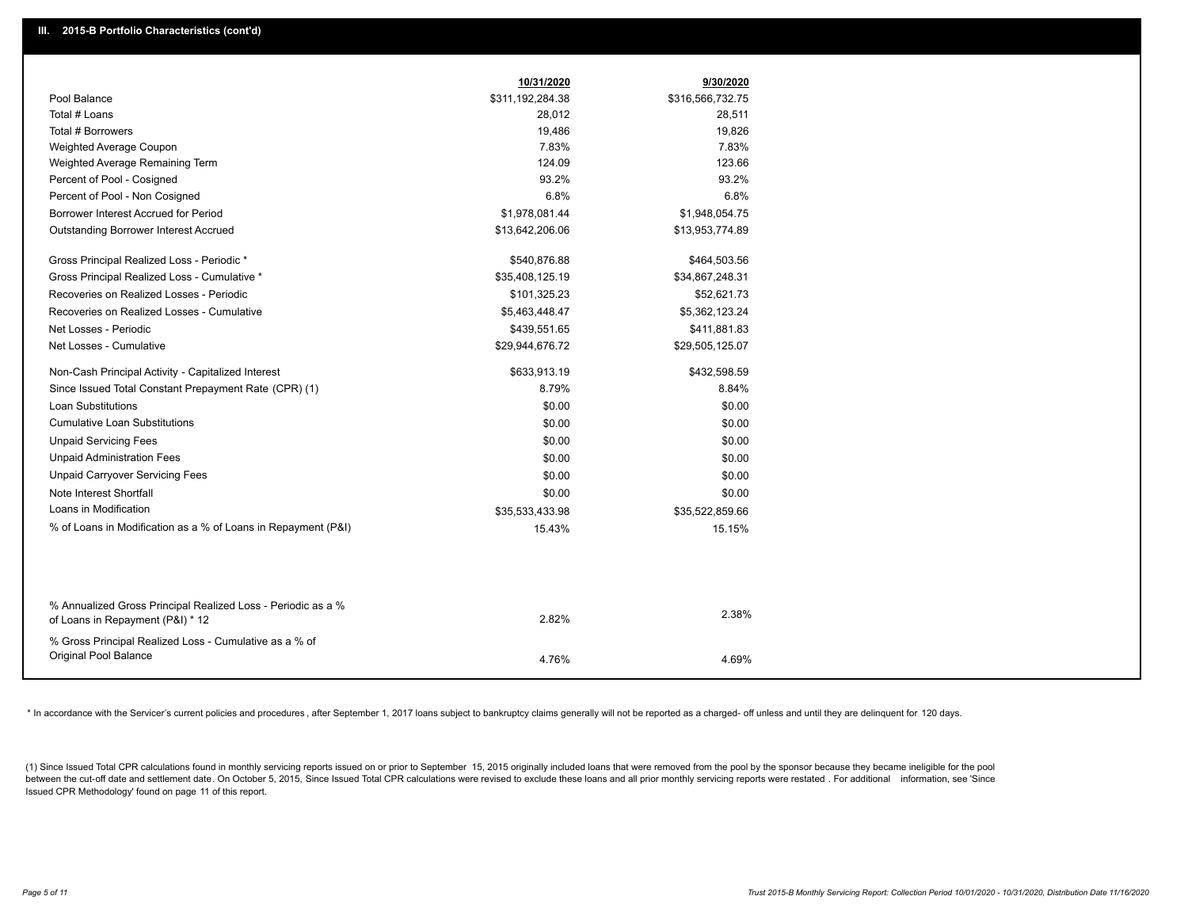## III. 2015-B Portfolio Characteristics (cont'd)

| | 10/31/2020 | 9/30/2020 |
|---|---|---|
| Pool Balance | $311,192,284.38 | $316,566,732.75 |
| Total # Loans | 28,012 | 28,511 |
| Total # Borrowers | 19,486 | 19,826 |
| Weighted Average Coupon | 7.83% | 7.83% |
| Weighted Average Remaining Term | 124.09 | 123.66 |
| Percent of Pool - Cosigned | 93.2% | 93.2% |
| Percent of Pool - Non Cosigned | 6.8% | 6.8% |
| Borrower Interest Accrued for Period | $1,978,081.44 | $1,948,054.75 |
| Outstanding Borrower Interest Accrued | $13,642,206.06 | $13,953,774.89 |
| Gross Principal Realized Loss - Periodic * | $540,876.88 | $464,503.56 |
| Gross Principal Realized Loss - Cumulative * | $35,408,125.19 | $34,867,248.31 |
| Recoveries on Realized Losses - Periodic | $101,325.23 | $52,621.73 |
| Recoveries on Realized Losses - Cumulative | $5,463,448.47 | $5,362,123.24 |
| Net Losses - Periodic | $439,551.65 | $411,881.83 |
| Net Losses - Cumulative | $29,944,676.72 | $29,505,125.07 |
| Non-Cash Principal Activity - Capitalized Interest | $633,913.19 | $432,598.59 |
| Since Issued Total Constant Prepayment Rate (CPR) (1) | 8.79% | 8.84% |
| Loan Substitutions | $0.00 | $0.00 |
| Cumulative Loan Substitutions | $0.00 | $0.00 |
| Unpaid Servicing Fees | $0.00 | $0.00 |
| Unpaid Administration Fees | $0.00 | $0.00 |
| Unpaid Carryover Servicing Fees | $0.00 | $0.00 |
| Note Interest Shortfall | $0.00 | $0.00 |
| Loans in Modification | $35,533,433.98 | $35,522,859.66 |
| % of Loans in Modification as a % of Loans in Repayment (P&I) | 15.43% | 15.15% |
| % Annualized Gross Principal Realized Loss - Periodic as a % of Loans in Repayment (P&I) * 12 | 2.82% | 2.38% |
| % Gross Principal Realized Loss - Cumulative as a % of Original Pool Balance | 4.76% | 4.69% |

* In accordance with the Servicer's current policies and procedures, after September 1, 2017 loans subject to bankruptcy claims generally will not be reported as a charged- off unless and until they are delinquent for 120 days.

(1) Since Issued Total CPR calculations found in monthly servicing reports issued on or prior to September 15, 2015 originally included loans that were removed from the pool by the sponsor because they became ineligible for the pool between the cut-off date and settlement date. On October 5, 2015, Since Issued Total CPR calculations were revised to exclude these loans and all prior monthly servicing reports were restated. For additional information, see 'Since Issued CPR Methodology' found on page 11 of this report.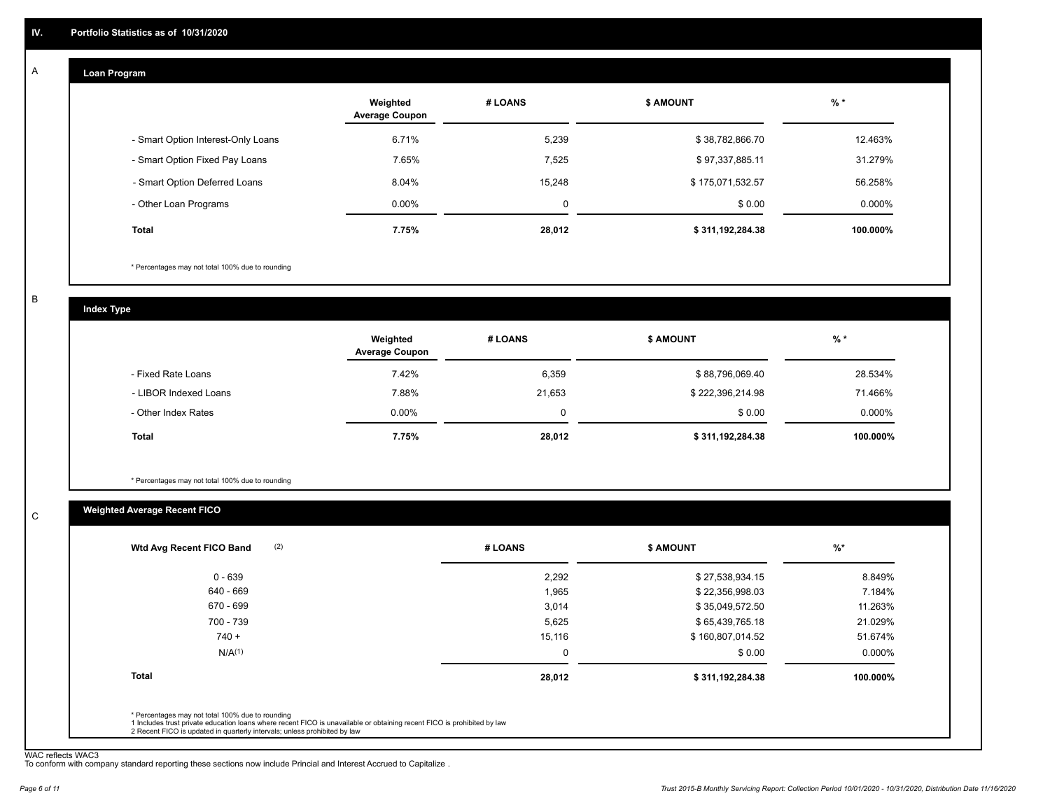## IV. Portfolio Statistics as of 10/31/2020

### A Loan Program

| | Weighted Average Coupon | # LOANS | $ AMOUNT | % * |
|---|---|---|---|---|
| - Smart Option Interest-Only Loans | 6.71% | 5,239 | $ 38,782,866.70 | 12.463% |
| - Smart Option Fixed Pay Loans | 7.65% | 7,525 | $ 97,337,885.11 | 31.279% |
| - Smart Option Deferred Loans | 8.04% | 15,248 | $ 175,071,532.57 | 56.258% |
| - Other Loan Programs | 0.00% | 0 | $ 0.00 | 0.000% |
| **Total** | **7.75%** | **28,012** | **$ 311,192,284.38** | **100.000%** |

* Percentages may not total 100% due to rounding

### B Index Type

| | Weighted Average Coupon | # LOANS | $ AMOUNT | % * |
|---|---|---|---|---|
| - Fixed Rate Loans | 7.42% | 6,359 | $ 88,796,069.40 | 28.534% |
| - LIBOR Indexed Loans | 7.88% | 21,653 | $ 222,396,214.98 | 71.466% |
| - Other Index Rates | 0.00% | 0 | $ 0.00 | 0.000% |
| **Total** | **7.75%** | **28,012** | **$ 311,192,284.38** | **100.000%** |

* Percentages may not total 100% due to rounding

### C Weighted Average Recent FICO

| Wtd Avg Recent FICO Band (2) | # LOANS | $ AMOUNT | %* |
|---|---|---|---|
| 0 - 639 | 2,292 | $ 27,538,934.15 | 8.849% |
| 640 - 669 | 1,965 | $ 22,356,998.03 | 7.184% |
| 670 - 699 | 3,014 | $ 35,049,572.50 | 11.263% |
| 700 - 739 | 5,625 | $ 65,439,765.18 | 21.029% |
| 740 + | 15,116 | $ 160,807,014.52 | 51.674% |
| N/A(1) | 0 | $ 0.00 | 0.000% |
| **Total** | **28,012** | **$ 311,192,284.38** | **100.000%** |

* Percentages may not total 100% due to rounding
1 Includes trust private education loans where recent FICO is unavailable or obtaining recent FICO is prohibited by law
2 Recent FICO is updated in quarterly intervals; unless prohibited by law

WAC reflects WAC3
To conform with company standard reporting these sections now include Princial and Interest Accrued to Capitalize .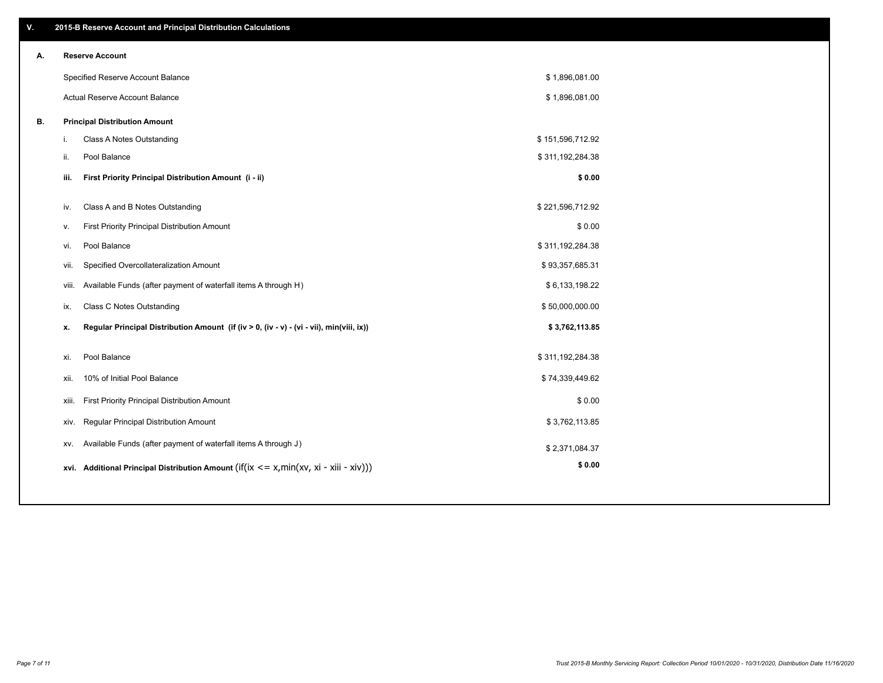## V. 2015-B Reserve Account and Principal Distribution Calculations

### A. Reserve Account

| | |
|---|---|
| Specified Reserve Account Balance | $ 1,896,081.00 |
| Actual Reserve Account Balance | $ 1,896,081.00 |

### B. Principal Distribution Amount

| | | |
|---|---|---|
| i. | Class A Notes Outstanding | $ 151,596,712.92 |
| ii. | Pool Balance | $ 311,192,284.38 |
| **iii.** | **First Priority Principal Distribution Amount (i - ii)** | **$ 0.00** |
| iv. | Class A and B Notes Outstanding | $ 221,596,712.92 |
| v. | First Priority Principal Distribution Amount | $ 0.00 |
| vi. | Pool Balance | $ 311,192,284.38 |
| vii. | Specified Overcollateralization Amount | $ 93,357,685.31 |
| viii. | Available Funds (after payment of waterfall items A through H) | $ 6,133,198.22 |
| ix. | Class C Notes Outstanding | $ 50,000,000.00 |
| **x.** | **Regular Principal Distribution Amount (if (iv > 0, (iv - v) - (vi - vii), min(viii, ix))** | **$ 3,762,113.85** |
| xi. | Pool Balance | $ 311,192,284.38 |
| xii. | 10% of Initial Pool Balance | $ 74,339,449.62 |
| xiii. | First Priority Principal Distribution Amount | $ 0.00 |
| xiv. | Regular Principal Distribution Amount | $ 3,762,113.85 |
| xv. | Available Funds (after payment of waterfall items A through J) | $ 2,371,084.37 |
| **xvi.** | **Additional Principal Distribution Amount** (if(ix <= x,min(xv, xi - xiii - xiv))) | **$ 0.00** |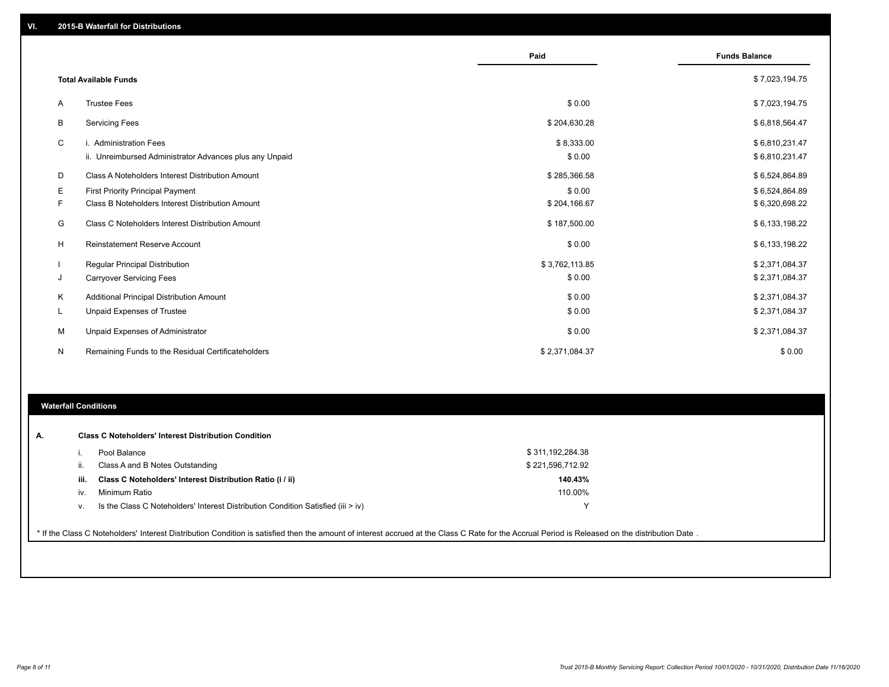## VI. 2015-B Waterfall for Distributions

| | | Paid | Funds Balance |
|---|---|---|---|
| | **Total Available Funds** | | $ 7,023,194.75 |
| A | Trustee Fees | $ 0.00 | $ 7,023,194.75 |
| B | Servicing Fees | $ 204,630.28 | $ 6,818,564.47 |
| C | i. Administration Fees | $ 8,333.00 | $ 6,810,231.47 |
| | ii. Unreimbursed Administrator Advances plus any Unpaid | $ 0.00 | $ 6,810,231.47 |
| D | Class A Noteholders Interest Distribution Amount | $ 285,366.58 | $ 6,524,864.89 |
| E | First Priority Principal Payment | $ 0.00 | $ 6,524,864.89 |
| F | Class B Noteholders Interest Distribution Amount | $ 204,166.67 | $ 6,320,698.22 |
| G | Class C Noteholders Interest Distribution Amount | $ 187,500.00 | $ 6,133,198.22 |
| H | Reinstatement Reserve Account | $ 0.00 | $ 6,133,198.22 |
| I | Regular Principal Distribution | $ 3,762,113.85 | $ 2,371,084.37 |
| J | Carryover Servicing Fees | $ 0.00 | $ 2,371,084.37 |
| K | Additional Principal Distribution Amount | $ 0.00 | $ 2,371,084.37 |
| L | Unpaid Expenses of Trustee | $ 0.00 | $ 2,371,084.37 |
| M | Unpaid Expenses of Administrator | $ 0.00 | $ 2,371,084.37 |
| N | Remaining Funds to the Residual Certificateholders | $ 2,371,084.37 | $ 0.00 |

### Waterfall Conditions

**A. Class C Noteholders' Interest Distribution Condition**

| | | |
|---|---|---|
| i. | Pool Balance | $ 311,192,284.38 |
| ii. | Class A and B Notes Outstanding | $ 221,596,712.92 |
| **iii.** | **Class C Noteholders' Interest Distribution Ratio (i / ii)** | **140.43%** |
| iv. | Minimum Ratio | 110.00% |
| v. | Is the Class C Noteholders' Interest Distribution Condition Satisfied (iii > iv) | Y |

* If the Class C Noteholders' Interest Distribution Condition is satisfied then the amount of interest accrued at the Class C Rate for the Accrual Period is Released on the distribution Date .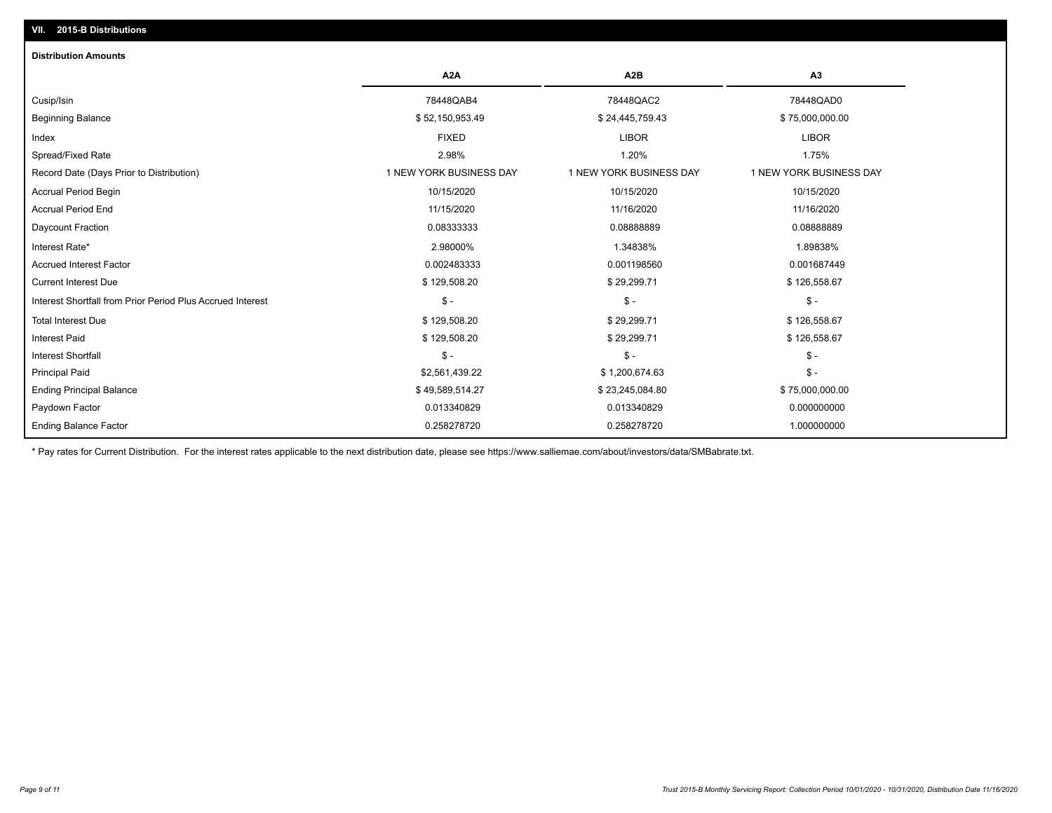## VII. 2015-B Distributions

### Distribution Amounts

| | A2A | A2B | A3 |
|---|---|---|---|
| Cusip/Isin | 78448QAB4 | 78448QAC2 | 78448QAD0 |
| Beginning Balance | $ 52,150,953.49 | $ 24,445,759.43 | $ 75,000,000.00 |
| Index | FIXED | LIBOR | LIBOR |
| Spread/Fixed Rate | 2.98% | 1.20% | 1.75% |
| Record Date (Days Prior to Distribution) | 1 NEW YORK BUSINESS DAY | 1 NEW YORK BUSINESS DAY | 1 NEW YORK BUSINESS DAY |
| Accrual Period Begin | 10/15/2020 | 10/15/2020 | 10/15/2020 |
| Accrual Period End | 11/15/2020 | 11/16/2020 | 11/16/2020 |
| Daycount Fraction | 0.08333333 | 0.08888889 | 0.08888889 |
| Interest Rate* | 2.98000% | 1.34838% | 1.89838% |
| Accrued Interest Factor | 0.002483333 | 0.001198560 | 0.001687449 |
| Current Interest Due | $ 129,508.20 | $ 29,299.71 | $ 126,558.67 |
| Interest Shortfall from Prior Period Plus Accrued Interest | $ - | $ - | $ - |
| Total Interest Due | $ 129,508.20 | $ 29,299.71 | $ 126,558.67 |
| Interest Paid | $ 129,508.20 | $ 29,299.71 | $ 126,558.67 |
| Interest Shortfall | $ - | $ - | $ - |
| Principal Paid | $2,561,439.22 | $ 1,200,674.63 | $ - |
| Ending Principal Balance | $ 49,589,514.27 | $ 23,245,084.80 | $ 75,000,000.00 |
| Paydown Factor | 0.013340829 | 0.013340829 | 0.000000000 |
| Ending Balance Factor | 0.258278720 | 0.258278720 | 1.000000000 |

* Pay rates for Current Distribution. For the interest rates applicable to the next distribution date, please see https://www.salliemae.com/about/investors/data/SMBabrate.txt.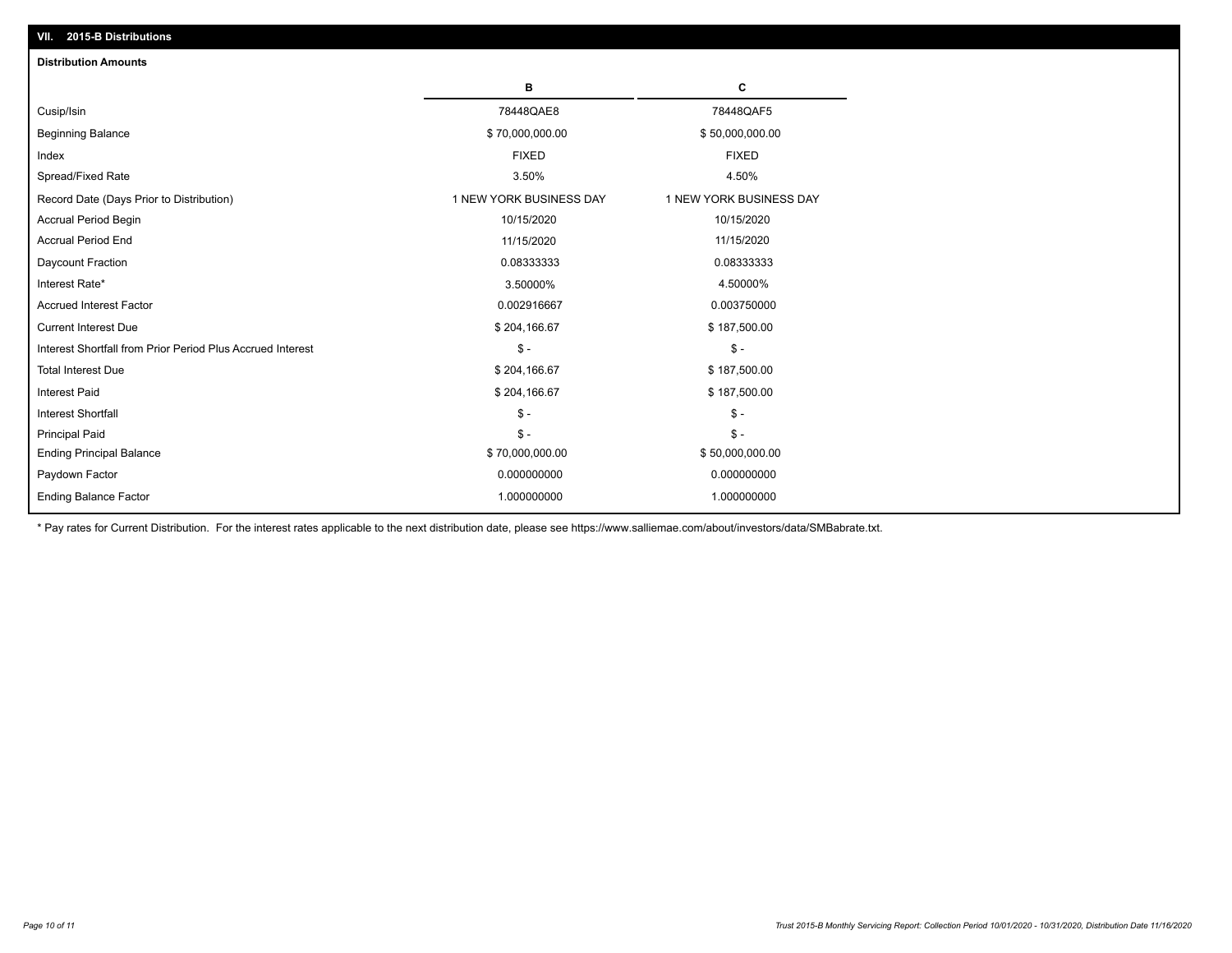## VII. 2015-B Distributions

**Distribution Amounts**

| | B | C |
|---|---|---|
| Cusip/Isin | 78448QAE8 | 78448QAF5 |
| Beginning Balance | $ 70,000,000.00 | $ 50,000,000.00 |
| Index | FIXED | FIXED |
| Spread/Fixed Rate | 3.50% | 4.50% |
| Record Date (Days Prior to Distribution) | 1 NEW YORK BUSINESS DAY | 1 NEW YORK BUSINESS DAY |
| Accrual Period Begin | 10/15/2020 | 10/15/2020 |
| Accrual Period End | 11/15/2020 | 11/15/2020 |
| Daycount Fraction | 0.08333333 | 0.08333333 |
| Interest Rate* | 3.50000% | 4.50000% |
| Accrued Interest Factor | 0.002916667 | 0.003750000 |
| Current Interest Due | $ 204,166.67 | $ 187,500.00 |
| Interest Shortfall from Prior Period Plus Accrued Interest | $ - | $ - |
| Total Interest Due | $ 204,166.67 | $ 187,500.00 |
| Interest Paid | $ 204,166.67 | $ 187,500.00 |
| Interest Shortfall | $ - | $ - |
| Principal Paid | $ - | $ - |
| Ending Principal Balance | $ 70,000,000.00 | $ 50,000,000.00 |
| Paydown Factor | 0.000000000 | 0.000000000 |
| Ending Balance Factor | 1.000000000 | 1.000000000 |

* Pay rates for Current Distribution. For the interest rates applicable to the next distribution date, please see https://www.salliemae.com/about/investors/data/SMBabrate.txt.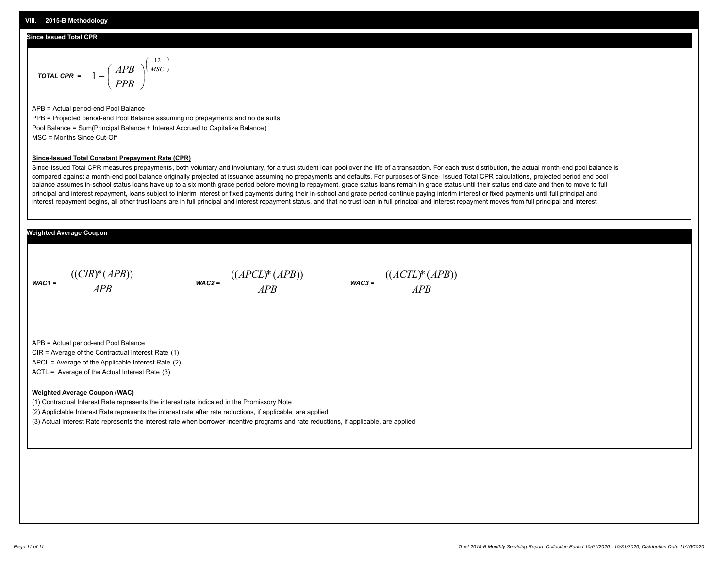## VIII. 2015-B Methodology

### Since Issued Total CPR

$$\textbf{\textit{TOTAL CPR}} = 1 - \left(\frac{APB}{PPB}\right)^{\left(\frac{12}{MSC}\right)}$$

APB = Actual period-end Pool Balance

PPB = Projected period-end Pool Balance assuming no prepayments and no defaults

Pool Balance = Sum(Principal Balance + Interest Accrued to Capitalize Balance)

MSC = Months Since Cut-Off

**Since-Issued Total Constant Prepayment Rate (CPR)**

Since-Issued Total CPR measures prepayments, both voluntary and involuntary, for a trust student loan pool over the life of a transaction. For each trust distribution, the actual month-end pool balance is compared against a month-end pool balance originally projected at issuance assuming no prepayments and defaults. For purposes of Since- Issued Total CPR calculations, projected period end pool balance assumes in-school status loans have up to a six month grace period before moving to repayment, grace status loans remain in grace status until their status end date and then to move to full principal and interest repayment, loans subject to interim interest or fixed payments during their in-school and grace period continue paying interim interest or fixed payments until full principal and interest repayment begins, all other trust loans are in full principal and interest repayment status, and that no trust loan in full principal and interest repayment moves from full principal and interest

### Weighted Average Coupon

$$\textbf{\textit{WAC1}} = \frac{((CIR)*(APB))}{APB} \qquad \textbf{\textit{WAC2}} = \frac{((APCL)*(APB))}{APB} \qquad \textbf{\textit{WAC3}} = \frac{((ACTL)*(APB))}{APB}$$

APB = Actual period-end Pool Balance

CIR = Average of the Contractual Interest Rate (1)

APCL = Average of the Applicable Interest Rate (2)

ACTL = Average of the Actual Interest Rate (3)

**Weighted Average Coupon (WAC)**

(1) Contractual Interest Rate represents the interest rate indicated in the Promissory Note

(2) Appliclable Interest Rate represents the interest rate after rate reductions, if applicable, are applied

(3) Actual Interest Rate represents the interest rate when borrower incentive programs and rate reductions, if applicable, are applied